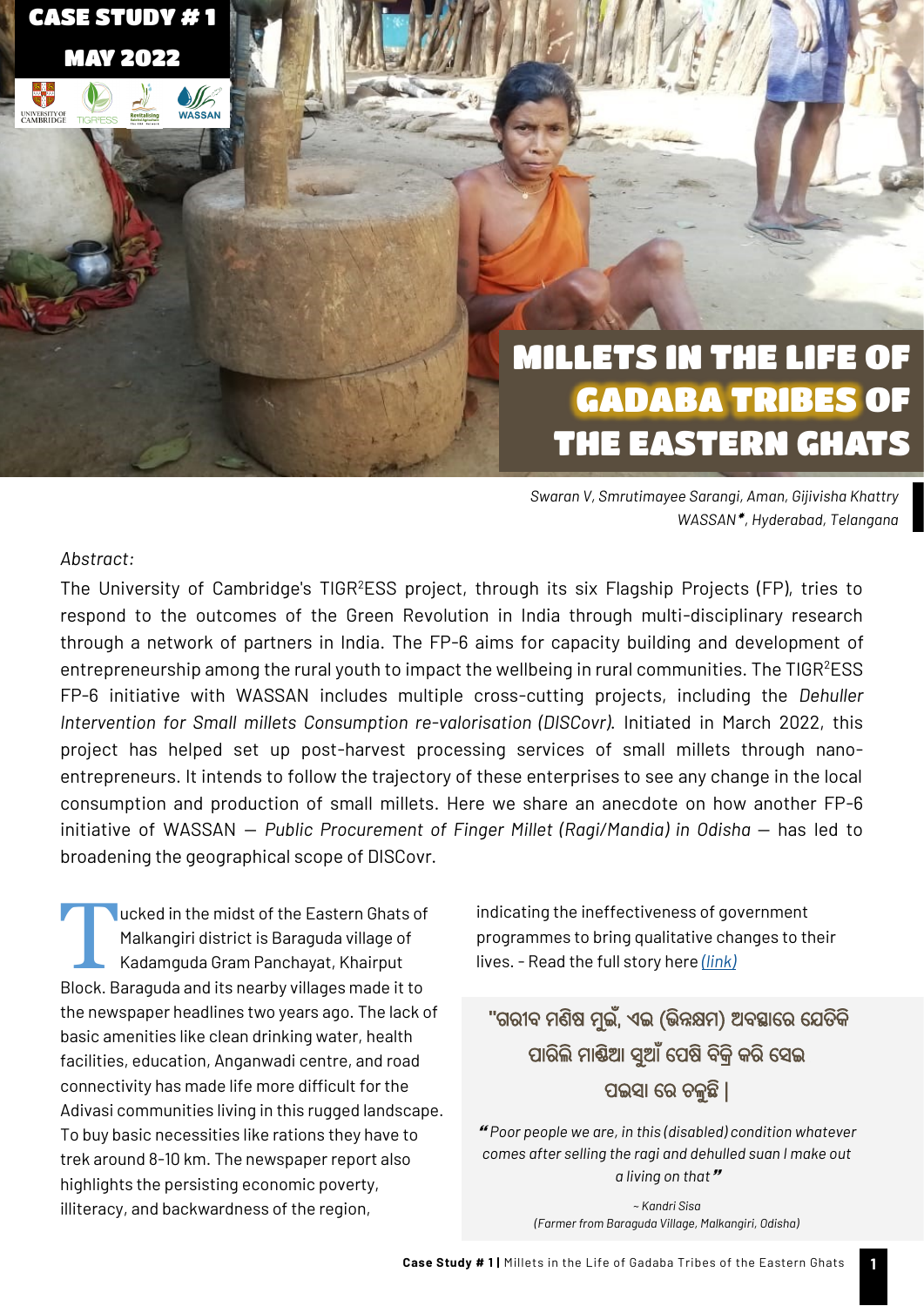**CASE STUDY # 1**

**MAY 2022**

# MILLETS IN THE LIFE OF GADABA TRIBES OF THE EASTERN GHATS

*Swaran V, Smrutimayee Sarangi, Aman, Gijivisha Khattry*
*WASSAN\*, Hyderabad, Telangana*

*Abstract:*

The University of Cambridge's TIGR$^2$ESS project, through its six Flagship Projects (FP), tries to respond to the outcomes of the Green Revolution in India through multi-disciplinary research through a network of partners in India. The FP-6 aims for capacity building and development of entrepreneurship among the rural youth to impact the wellbeing in rural communities. The TIGR$^2$ESS FP-6 initiative with WASSAN includes multiple cross-cutting projects, including the *Dehuller Intervention for Small millets Consumption re-valorisation (DISCovr)*. Initiated in March 2022, this project has helped set up post-harvest processing services of small millets through nano-entrepreneurs. It intends to follow the trajectory of these enterprises to see any change in the local consumption and production of small millets. Here we share an anecdote on how another FP-6 initiative of WASSAN — *Public Procurement of Finger Millet (Ragi/Mandia) in Odisha* — has led to broadening the geographical scope of DISCovr.

Tucked in the midst of the Eastern Ghats of Malkangiri district is Baraguda village of Kadamguda Gram Panchayat, Khairput Block. Baraguda and its nearby villages made it to the newspaper headlines two years ago. The lack of basic amenities like clean drinking water, health facilities, education, Anganwadi centre, and road connectivity has made life more difficult for the Adivasi communities living in this rugged landscape. To buy basic necessities like rations they have to trek around 8-10 km. The newspaper report also highlights the persisting economic poverty, illiteracy, and backwardness of the region, indicating the ineffectiveness of government programmes to bring qualitative changes to their lives. - Read the full story here [(link)]

> "ଗରୀବ ମଣିଷ ମୁଇଁ, ଏଇ (ଭିନ୍ନକ୍ଷମ) ଅବସ୍ଥାରେ ଯେତିକି ପାରିଲି ମାଣ୍ଡିଆ ସୁଆଁ ପେଷି ବିକ୍ରି କରି ସେଇ ପଇସା ରେ ଚଳୁଛି |
>
> *"Poor people we are, in this (disabled) condition whatever comes after selling the ragi and dehulled suan I make out a living on that"*
>
> *~ Kandri Sisa*
> *(Farmer from Baraguda Village, Malkangiri, Odisha)*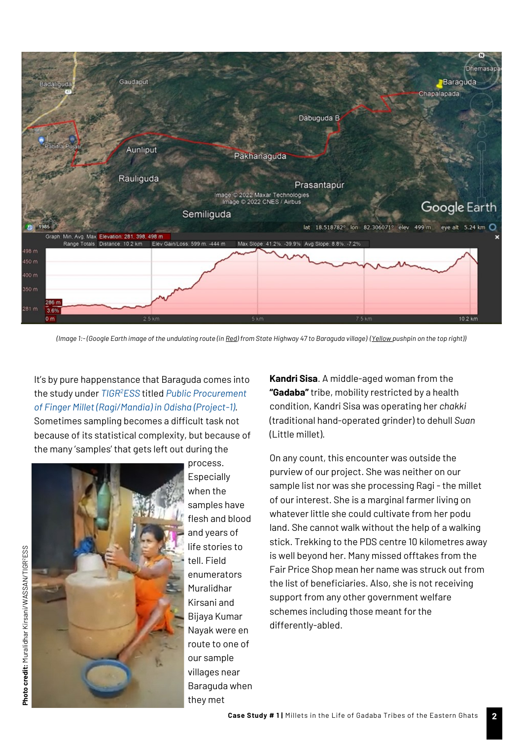(Image 1:-(Google Earth image of the undulating route (in Red) from State Highway 47 to Baraguda village) (Yellow pushpin on the top right))

It's by pure happenstance that Baraguda comes into the study under *TIGR$^2$ESS* titled *Public Procurement of Finger Millet (Ragi/Mandia) in Odisha (Project-1)*. Sometimes sampling becomes a difficult task not because of its statistical complexity, but because of the many 'samples' that gets left out during the process. Especially when the samples have flesh and blood and years of life stories to tell. Field enumerators Muralidhar Kirsani and Bijaya Kumar Nayak were en route to one of our sample villages near Baraguda when they met **Kandri Sisa**. A middle-aged woman from the **"Gadaba"** tribe, mobility restricted by a health condition, Kandri Sisa was operating her *chakki* (traditional hand-operated grinder) to dehull *Suan* (Little millet).

**Photo credit:** Muralidhar Kirsani/WASSAN/TIGR$^2$ESS

On any count, this encounter was outside the purview of our project. She was neither on our sample list nor was she processing Ragi - the millet of our interest. She is a marginal farmer living on whatever little she could cultivate from her podu land. She cannot walk without the help of a walking stick. Trekking to the PDS centre 10 kilometres away is well beyond her. Many missed offtakes from the Fair Price Shop mean her name was struck out from the list of beneficiaries. Also, she is not receiving support from any other government welfare schemes including those meant for the differently-abled.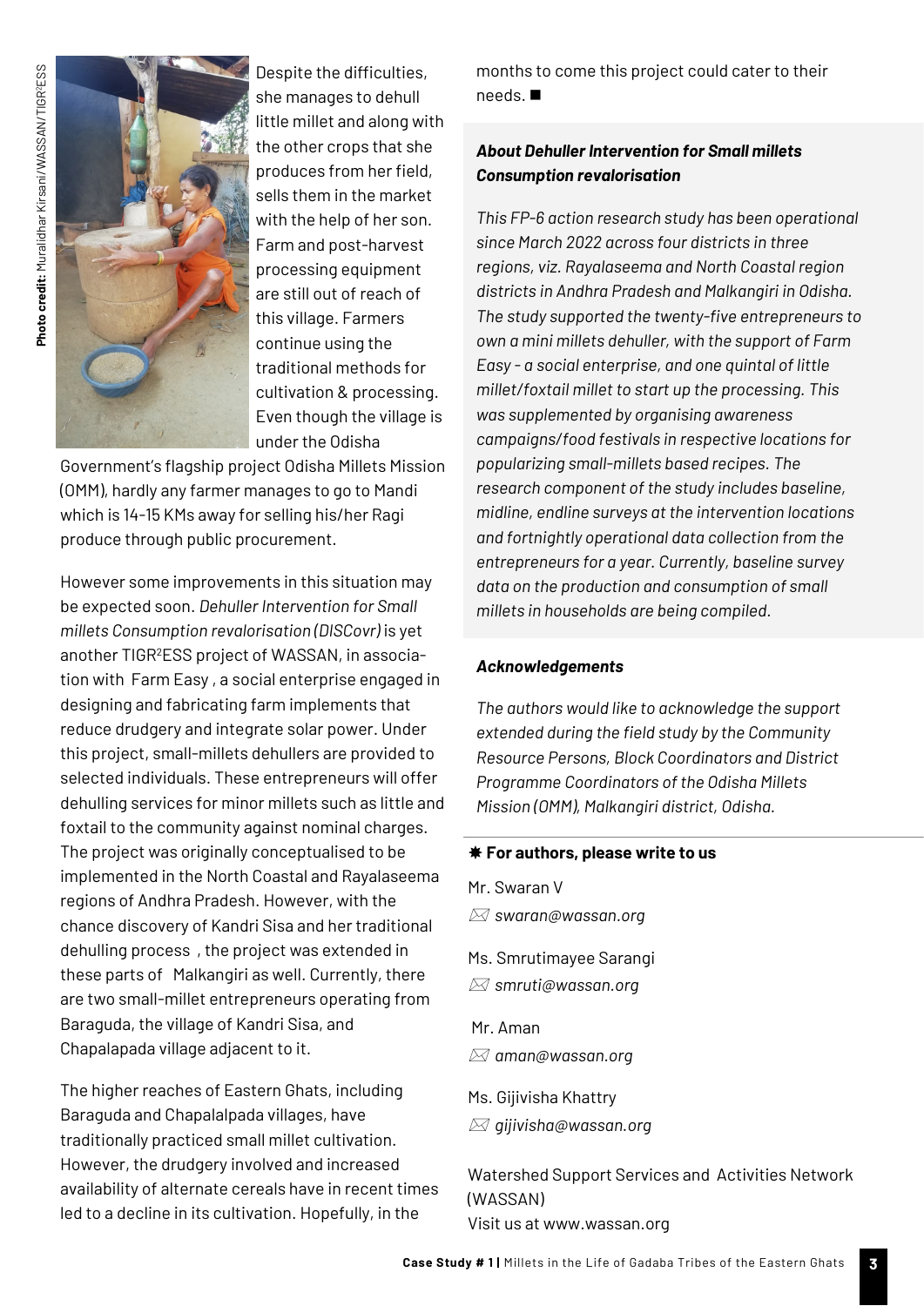Photo credit: Muralidhar Kirsani/WASSAN/TIGR²ESS

Despite the difficulties, she manages to dehull little millet and along with the other crops that she produces from her field, sells them in the market with the help of her son. Farm and post-harvest processing equipment are still out of reach of this village. Farmers continue using the traditional methods for cultivation & processing. Even though the village is under the Odisha Government's flagship project Odisha Millets Mission (OMM), hardly any farmer manages to go to Mandi which is 14-15 KMs away for selling his/her Ragi produce through public procurement.

However some improvements in this situation may be expected soon. *Dehuller Intervention for Small millets Consumption revalorisation (DISCovr)* is yet another TIGR²ESS project of WASSAN, in association with Farm Easy , a social enterprise engaged in designing and fabricating farm implements that reduce drudgery and integrate solar power. Under this project, small-millets dehullers are provided to selected individuals. These entrepreneurs will offer dehulling services for minor millets such as little and foxtail to the community against nominal charges. The project was originally conceptualised to be implemented in the North Coastal and Rayalaseema regions of Andhra Pradesh. However, with the chance discovery of Kandri Sisa and her traditional dehulling process , the project was extended in these parts of Malkangiri as well. Currently, there are two small-millet entrepreneurs operating from Baraguda, the village of Kandri Sisa, and Chapalapada village adjacent to it.

The higher reaches of Eastern Ghats, including Baraguda and Chapalalpada villages, have traditionally practiced small millet cultivation. However, the drudgery involved and increased availability of alternate cereals have in recent times led to a decline in its cultivation. Hopefully, in the months to come this project could cater to their needs. ■

***About Dehuller Intervention for Small millets Consumption revalorisation***

*This FP-6 action research study has been operational since March 2022 across four districts in three regions, viz. Rayalaseema and North Coastal region districts in Andhra Pradesh and Malkangiri in Odisha. The study supported the twenty-five entrepreneurs to own a mini millets dehuller, with the support of Farm Easy - a social enterprise, and one quintal of little millet/foxtail millet to start up the processing. This was supplemented by organising awareness campaigns/food festivals in respective locations for popularizing small-millets based recipes. The research component of the study includes baseline, midline, endline surveys at the intervention locations and fortnightly operational data collection from the entrepreneurs for a year. Currently, baseline survey data on the production and consumption of small millets in households are being compiled.*

***Acknowledgements***

*The authors would like to acknowledge the support extended during the field study by the Community Resource Persons, Block Coordinators and District Programme Coordinators of the Odisha Millets Mission (OMM), Malkangiri district, Odisha.*

**✸ For authors, please write to us**

Mr. Swaran V
*swaran@wassan.org*

Ms. Smrutimayee Sarangi
*smruti@wassan.org*

Mr. Aman
*aman@wassan.org*

Ms. Gijivisha Khattry
*gijivisha@wassan.org*

Watershed Support Services and Activities Network (WASSAN)
Visit us at www.wassan.org